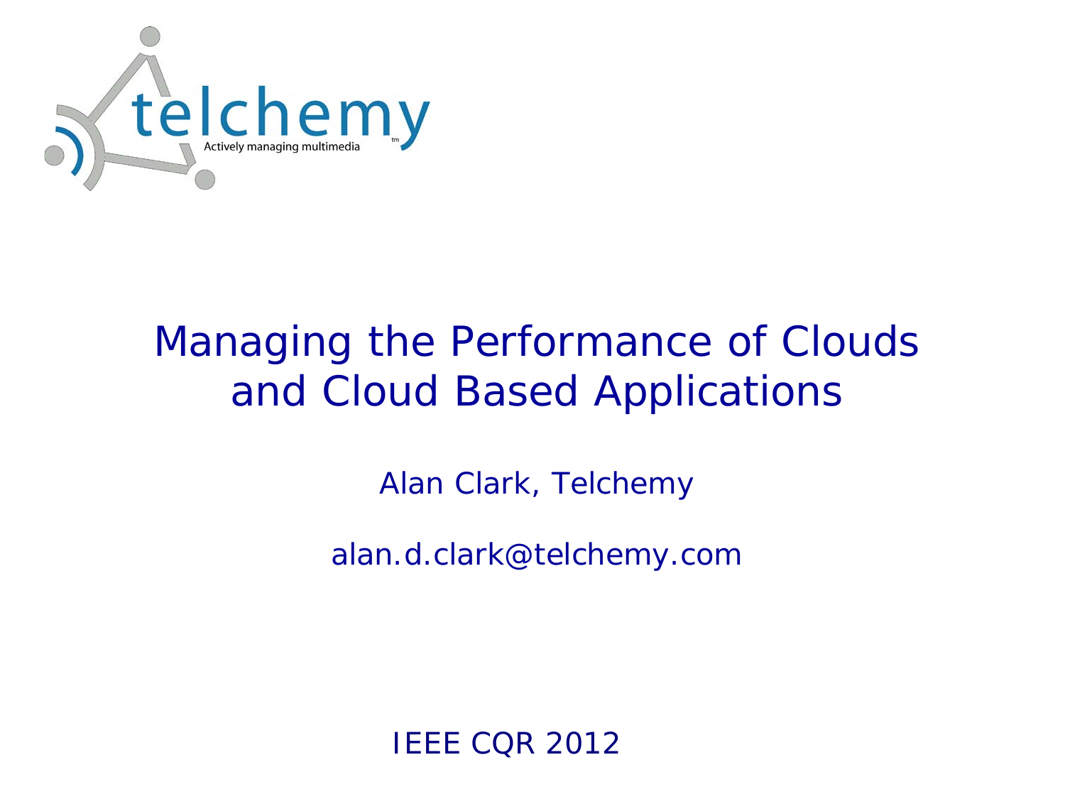telchemy

Actively managing multimedia

# Managing the Performance of Clouds and Cloud Based Applications

Alan Clark, Telchemy

alan.d.clark@telchemy.com

IEEE CQR 2012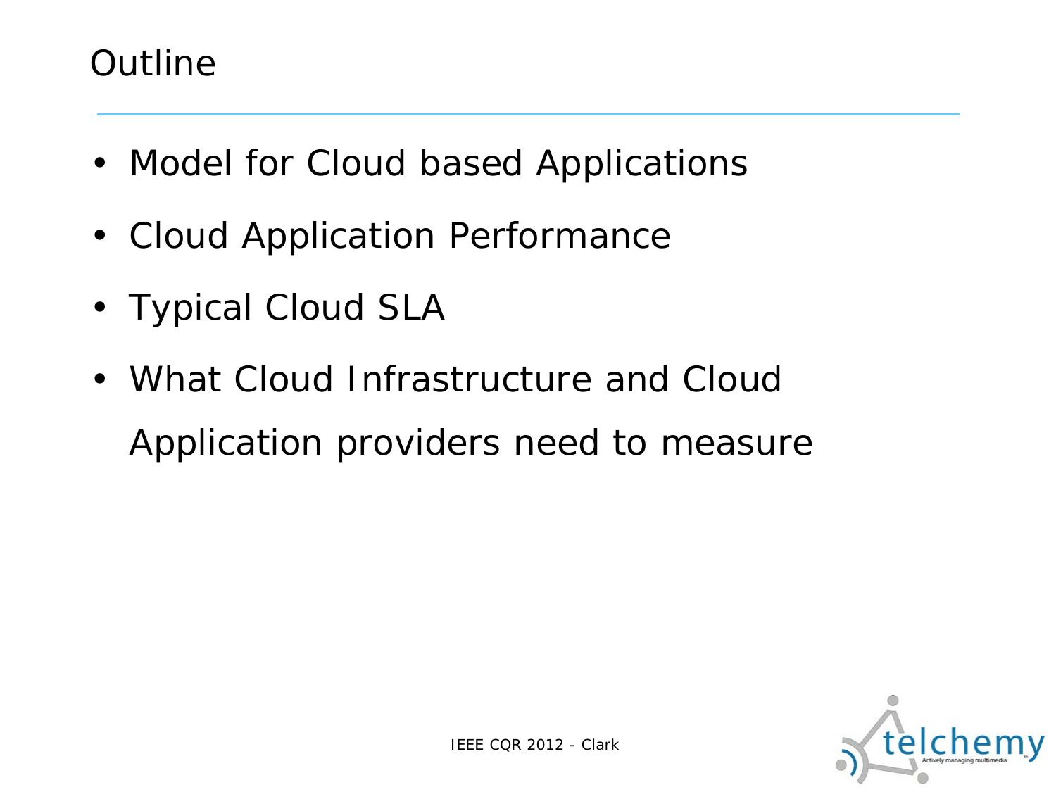# Outline

- Model for Cloud based Applications
- Cloud Application Performance
- Typical Cloud SLA
- What Cloud Infrastructure and Cloud Application providers need to measure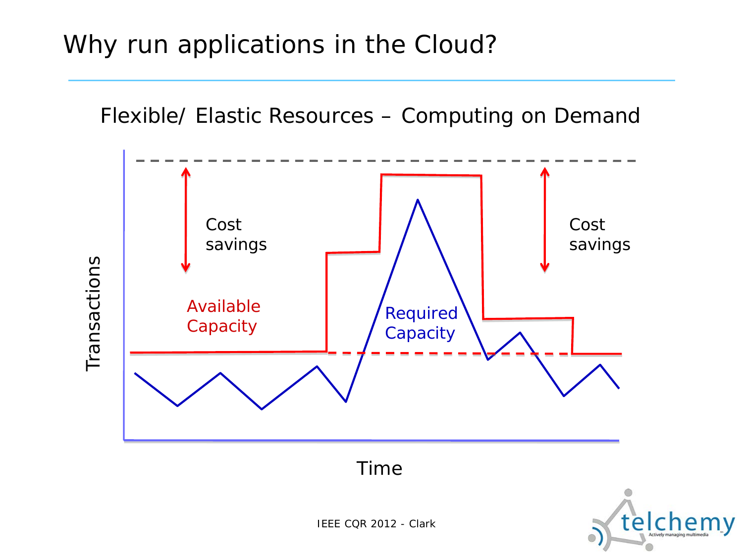# Why run applications in the Cloud?

Flexible/ Elastic Resources – Computing on Demand

Cost savings

Available Capacity

Required Capacity

Cost savings

Transactions

Time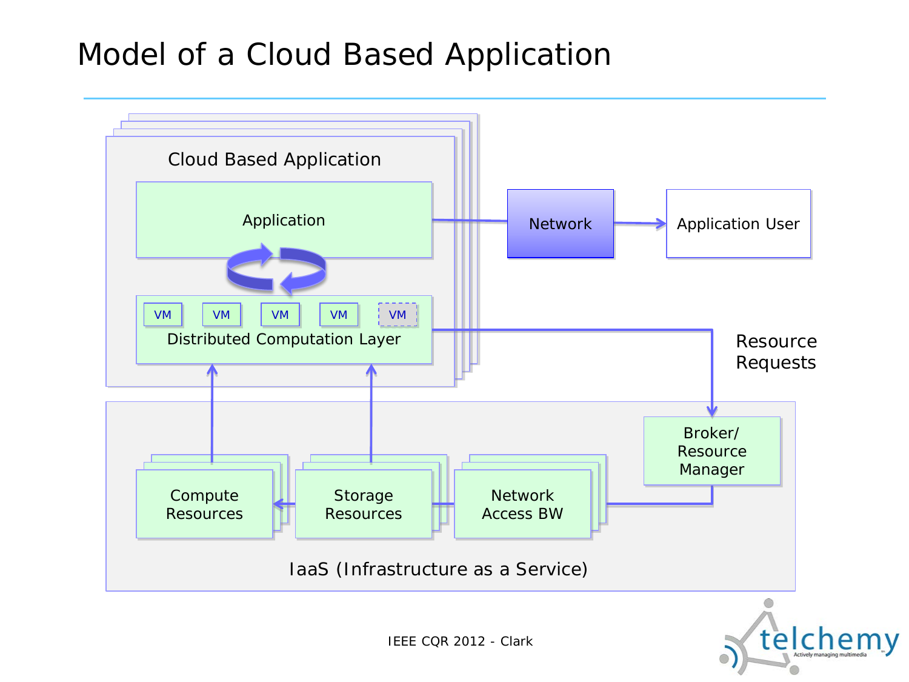# Model of a Cloud Based Application

Cloud Based Application

Application

VM VM VM VM VM

Distributed Computation Layer

Network

Application User

Resource Requests

Broker/ Resource Manager

Compute Resources

Storage Resources

Network Access BW

IaaS (Infrastructure as a Service)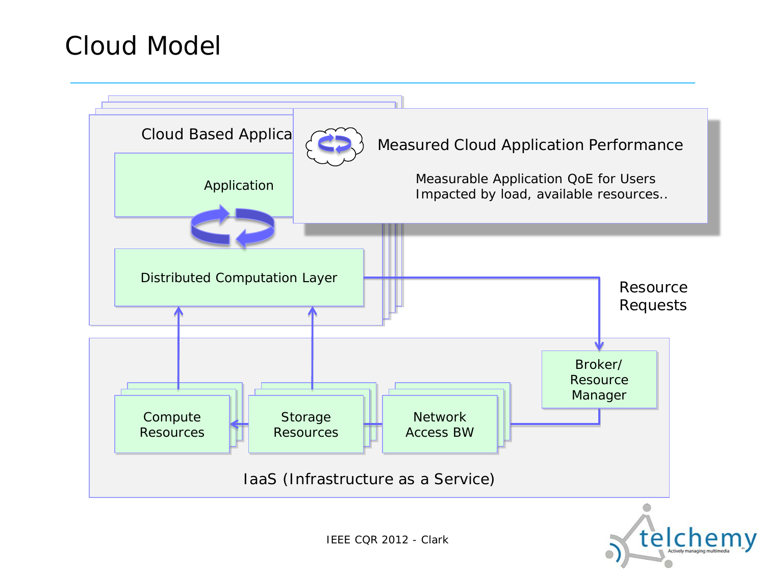# Cloud Model

Cloud Based Applica

Application

Distributed Computation Layer

Measured Cloud Application Performance

Measurable Application QoE for Users
Impacted by load, available resources..

Resource Requests

Broker/ Resource Manager

Compute Resources

Storage Resources

Network Access BW

IaaS (Infrastructure as a Service)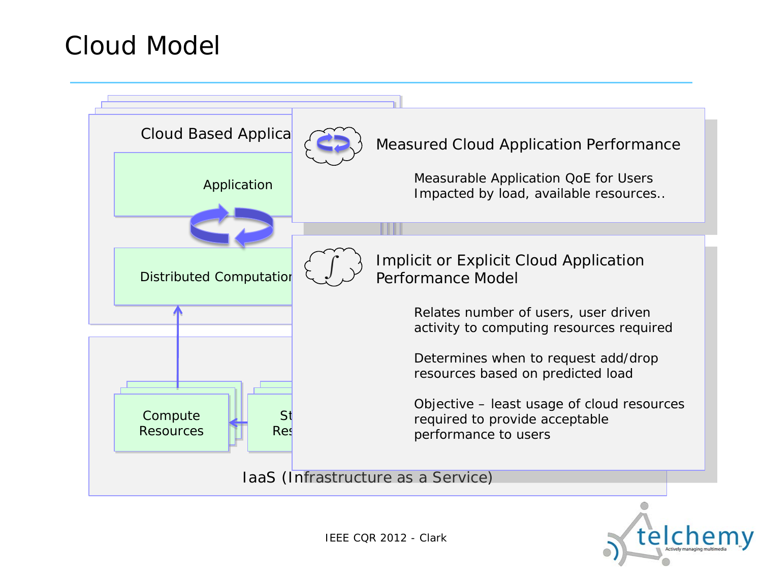# Cloud Model

Cloud Based Applica

Application

Distributed Computation

Compute Resources

St Res

IaaS (Infrastructure as a Service)

### Measured Cloud Application Performance

Measurable Application QoE for Users
Impacted by load, available resources..

### Implicit or Explicit Cloud Application Performance Model

Relates number of users, user driven activity to computing resources required

Determines when to request add/drop resources based on predicted load

Objective – least usage of cloud resources required to provide acceptable performance to users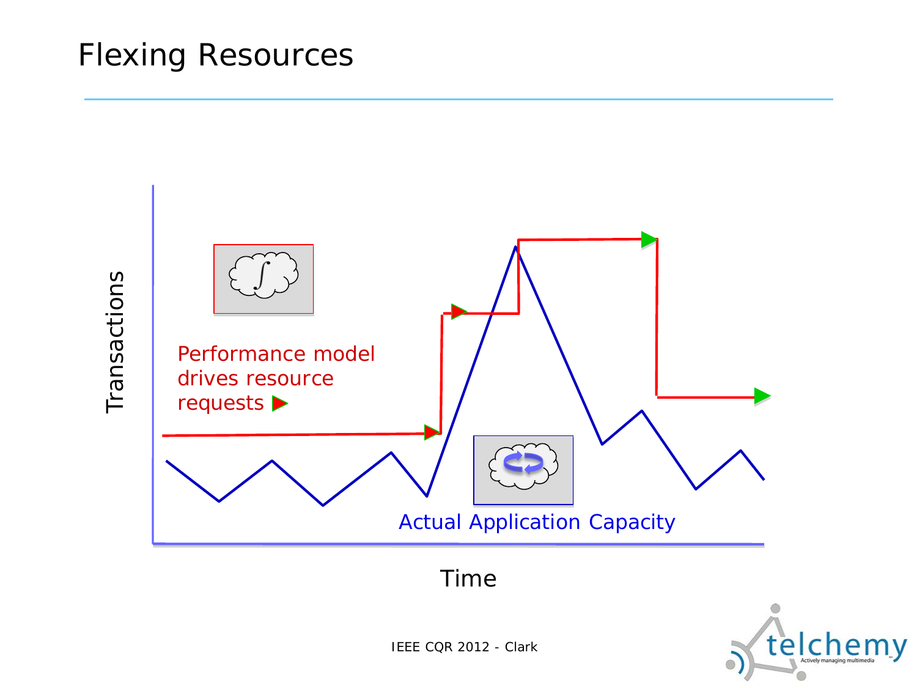# Flexing Resources

Transactions

Performance model drives resource requests ▶

Actual Application Capacity

Time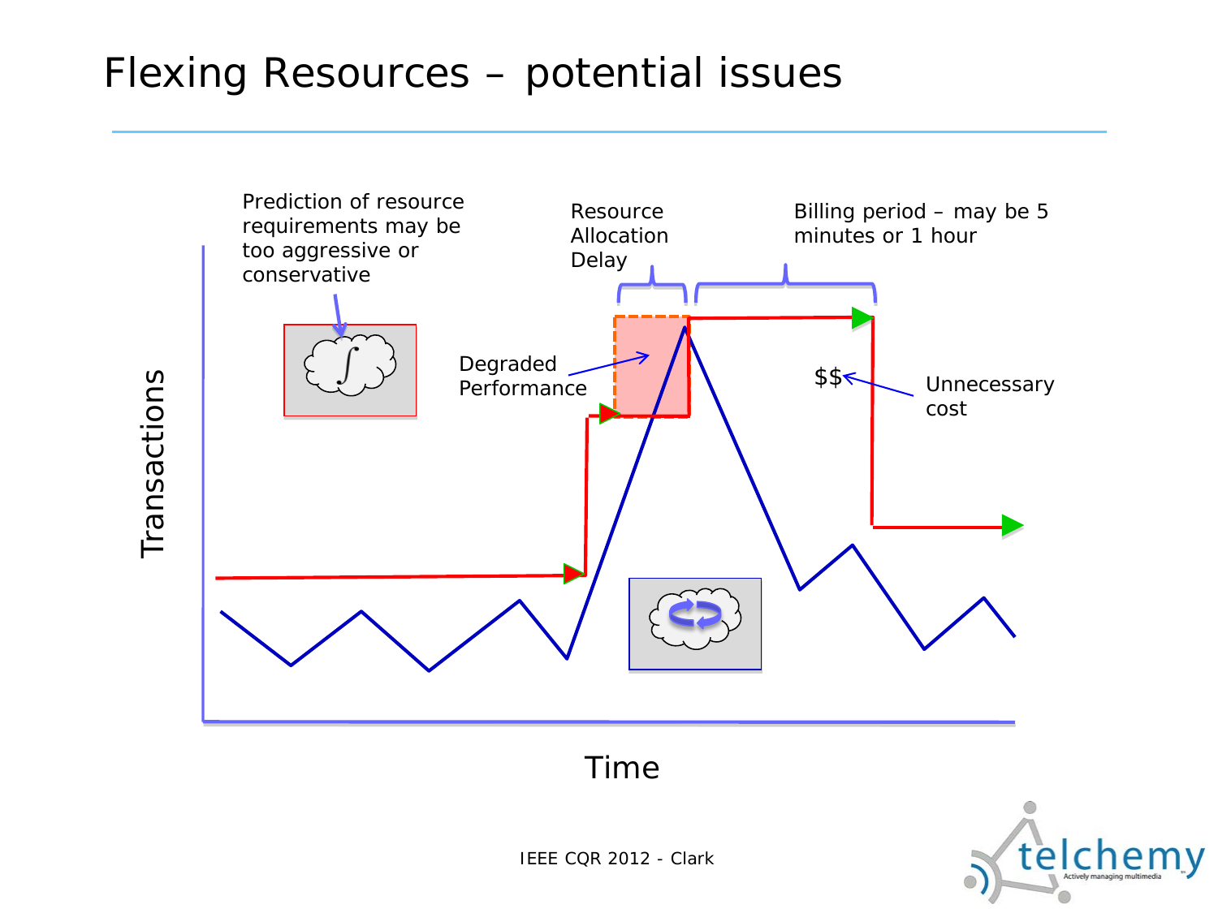# Flexing Resources – potential issues

Prediction of resource requirements may be too aggressive or conservative

Resource Allocation Delay

Billing period – may be 5 minutes or 1 hour

Degraded Performance

$$

Unnecessary cost

Transactions

Time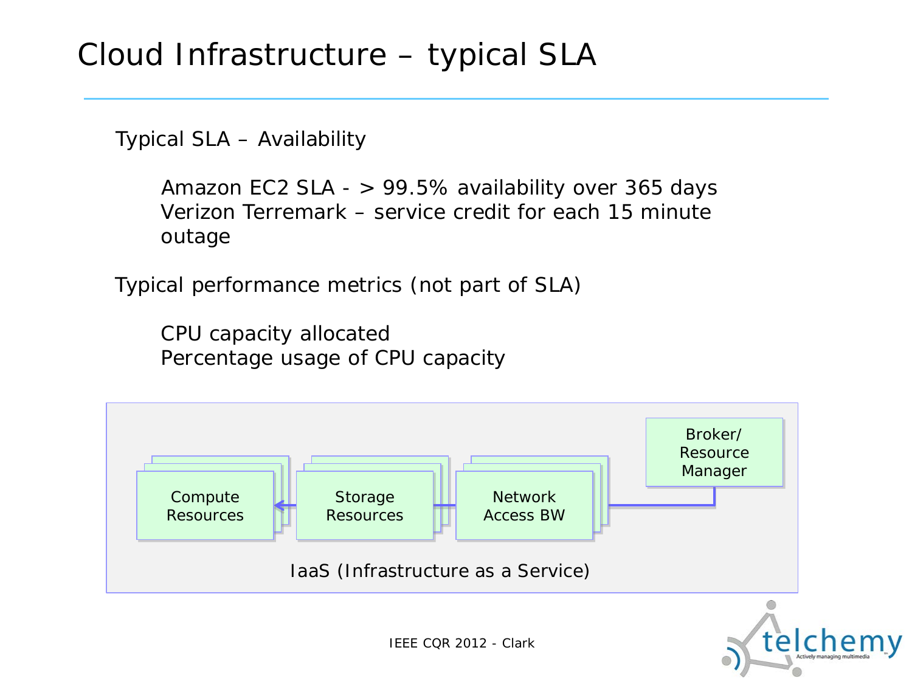# Cloud Infrastructure – typical SLA

Typical SLA – Availability

- Amazon EC2 SLA - > 99.5% availability over 365 days
- Verizon Terremark – service credit for each 15 minute outage

Typical performance metrics (not part of SLA)

- CPU capacity allocated
- Percentage usage of CPU capacity

Compute Resources

Storage Resources

Network Access BW

Broker/ Resource Manager

IaaS (Infrastructure as a Service)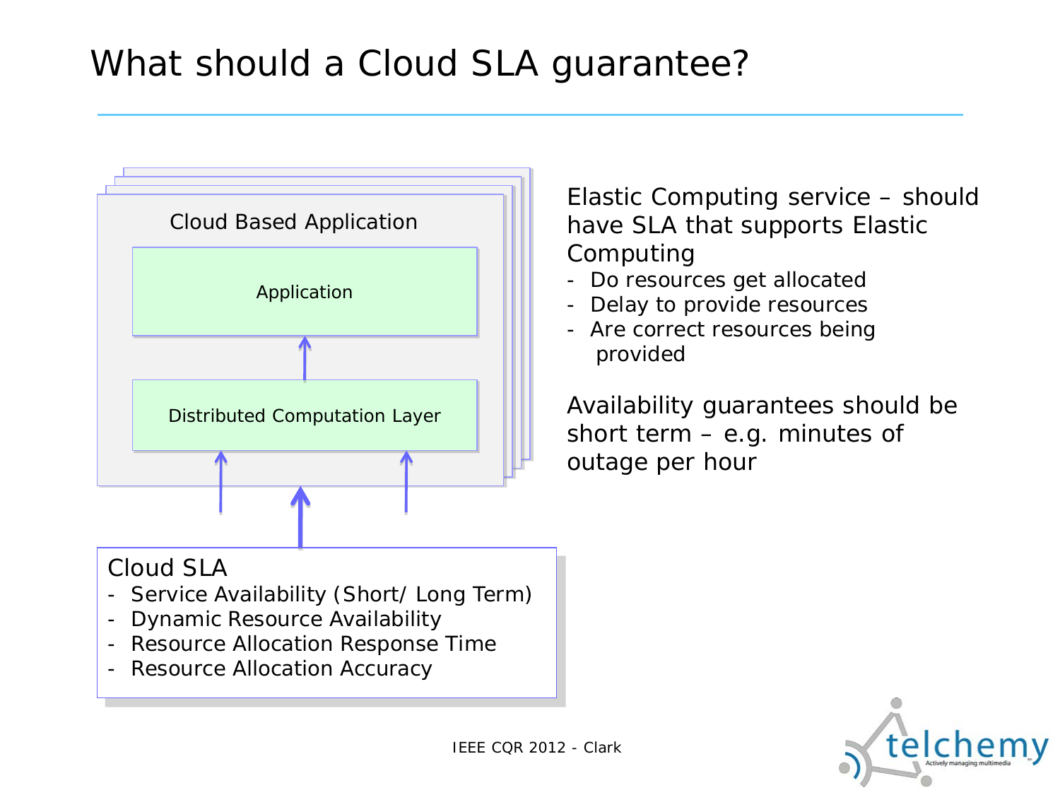# What should a Cloud SLA guarantee?

Cloud Based Application

Application

Distributed Computation Layer

Cloud SLA

- Service Availability (Short/ Long Term)
- Dynamic Resource Availability
- Resource Allocation Response Time
- Resource Allocation Accuracy

Elastic Computing service – should have SLA that supports Elastic Computing

- Do resources get allocated
- Delay to provide resources
- Are correct resources being provided

Availability guarantees should be short term – e.g. minutes of outage per hour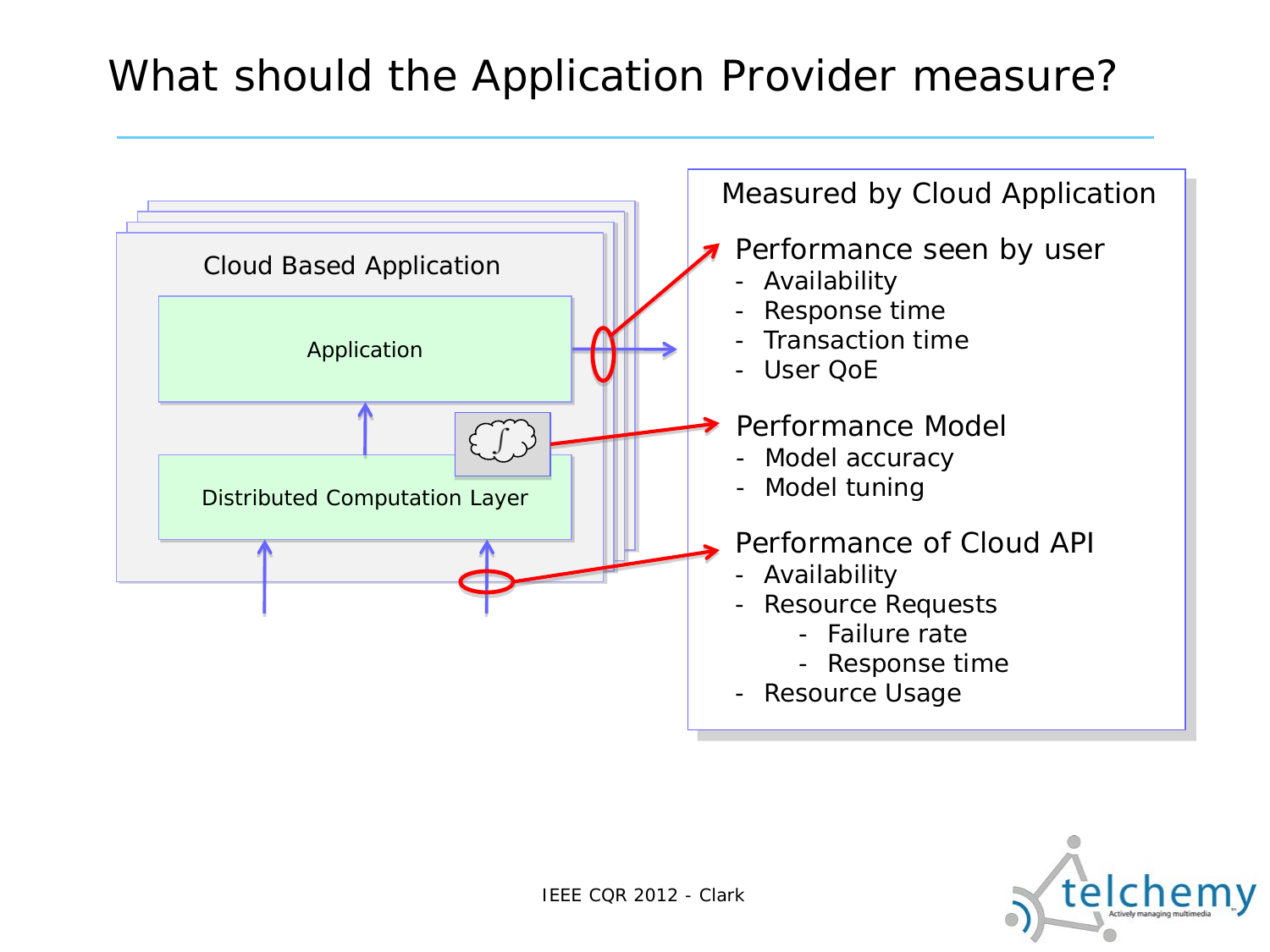# What should the Application Provider measure?

Cloud Based Application

Application

Distributed Computation Layer

**Measured by Cloud Application**

Performance seen by user
- Availability
- Response time
- Transaction time
- User QoE

Performance Model
- Model accuracy
- Model tuning

Performance of Cloud API
- Availability
- Resource Requests
    - Failure rate
    - Response time
- Resource Usage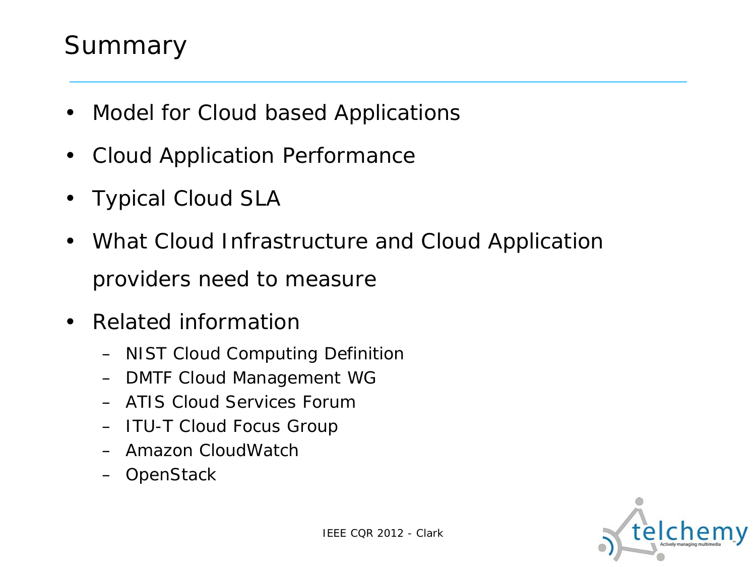# Summary

- Model for Cloud based Applications
- Cloud Application Performance
- Typical Cloud SLA
- What Cloud Infrastructure and Cloud Application providers need to measure
- Related information
  - NIST Cloud Computing Definition
  - DMTF Cloud Management WG
  - ATIS Cloud Services Forum
  - ITU-T Cloud Focus Group
  - Amazon CloudWatch
  - OpenStack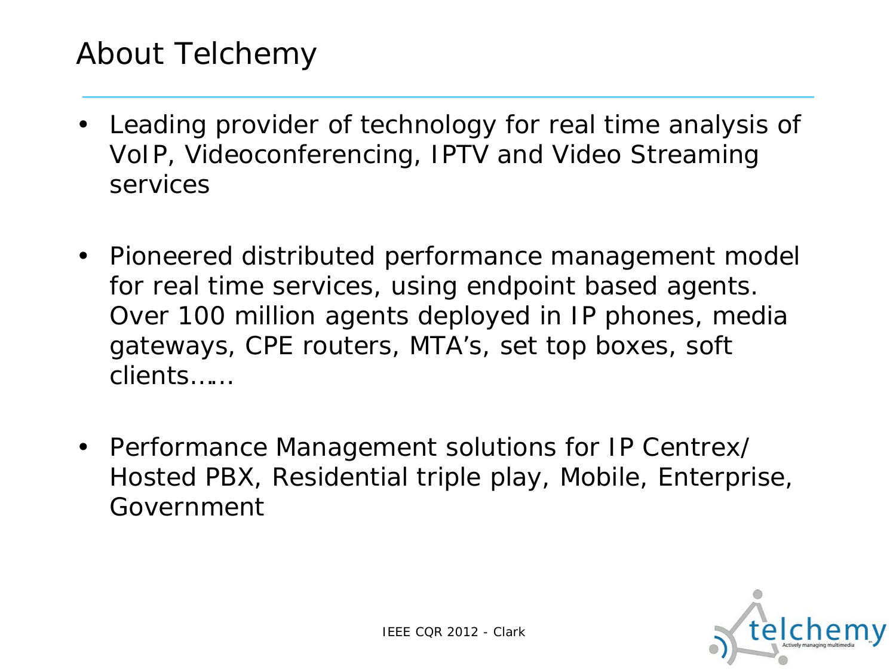# About Telchemy

- Leading provider of technology for real time analysis of VoIP, Videoconferencing, IPTV and Video Streaming services
- Pioneered distributed performance management model for real time services, using endpoint based agents. Over 100 million agents deployed in IP phones, media gateways, CPE routers, MTA's, set top boxes, soft clients……
- Performance Management solutions for IP Centrex/ Hosted PBX, Residential triple play, Mobile, Enterprise, Government